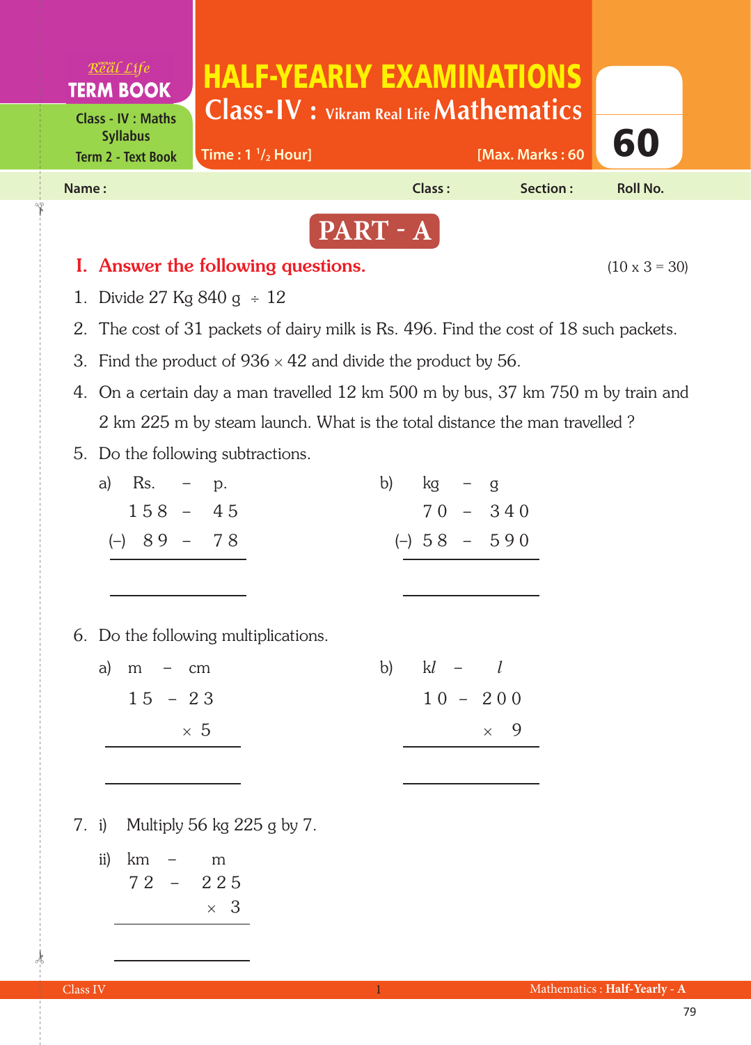Real Life **TERM BOOK**

Class - IV : Maths Syllabus
Term 2 - Text Book

# HALF-YEARLY EXAMINATIONS

## Class-IV : Vikram Real Life Mathematics

Time : $1\frac{1}{2}$ Hour] [Max. Marks : 60

**60**

Name : Class : Section : Roll No.

## PART - A

### I. Answer the following questions. (10 x 3 = 30)

1. Divide 27 Kg 840 g ÷ 12

2. The cost of 31 packets of dairy milk is Rs. 496. Find the cost of 18 such packets.

3. Find the product of 936 × 42 and divide the product by 56.

4. On a certain day a man travelled 12 km 500 m by bus, 37 km 750 m by train and 2 km 225 m by steam launch. What is the total distance the man travelled ?

5. Do the following subtractions.

a)

| | Rs. | – | p. |
|---|---|---|---|
| | 158 | – | 45 |
| (–) | 89 | – | 78 |

b)

| | kg | – | g |
|---|---|---|---|
| | 70 | – | 340 |
| (–) | 58 | – | 590 |

6. Do the following multiplications.

a)

| m | – | cm |
|---|---|---|
| 15 | – | 23 |
| | | × 5 |

b)

| k$l$ | – | $l$ |
|---|---|---|
| 10 | – | 200 |
| | | × 9 |

7. i) Multiply 56 kg 225 g by 7.

ii)

| km | – | m |
|---|---|---|
| 72 | – | 225 |
| | | × 3 |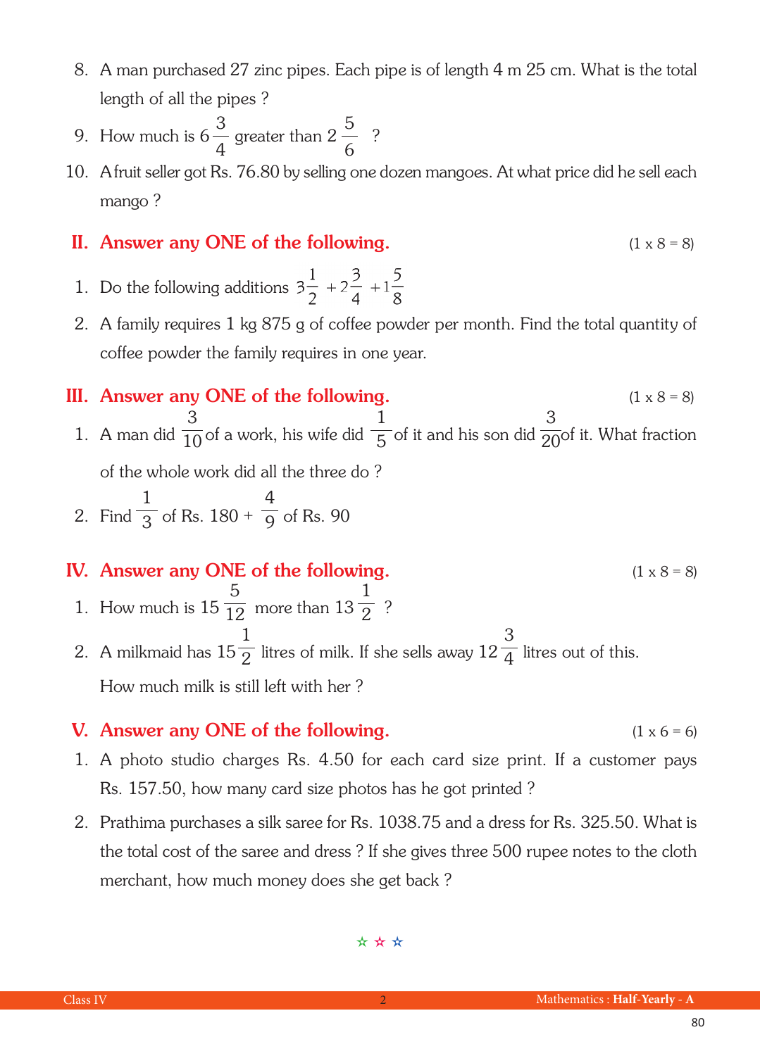8. A man purchased 27 zinc pipes. Each pipe is of length 4 m 25 cm. What is the total length of all the pipes ?

9. How much is $6\frac{3}{4}$ greater than $2\frac{5}{6}$ ?

10. A fruit seller got Rs. 76.80 by selling one dozen mangoes. At what price did he sell each mango ?

## II. Answer any ONE of the following. (1 x 8 = 8)

1. Do the following additions $3\frac{1}{2} + 2\frac{3}{4} + 1\frac{5}{8}$

2. A family requires 1 kg 875 g of coffee powder per month. Find the total quantity of coffee powder the family requires in one year.

## III. Answer any ONE of the following. (1 x 8 = 8)

1. A man did $\frac{3}{10}$ of a work, his wife did $\frac{1}{5}$ of it and his son did $\frac{3}{20}$ of it. What fraction of the whole work did all the three do ?

2. Find $\frac{1}{3}$ of Rs. 180 + $\frac{4}{9}$ of Rs. 90

## IV. Answer any ONE of the following. (1 x 8 = 8)

1. How much is $15\frac{5}{12}$ more than $13\frac{1}{2}$ ?

2. A milkmaid has $15\frac{1}{2}$ litres of milk. If she sells away $12\frac{3}{4}$ litres out of this. How much milk is still left with her ?

## V. Answer any ONE of the following. (1 x 6 = 6)

1. A photo studio charges Rs. 4.50 for each card size print. If a customer pays Rs. 157.50, how many card size photos has he got printed ?

2. Prathima purchases a silk saree for Rs. 1038.75 and a dress for Rs. 325.50. What is the total cost of the saree and dress ? If she gives three 500 rupee notes to the cloth merchant, how much money does she get back ?

☆ ☆ ☆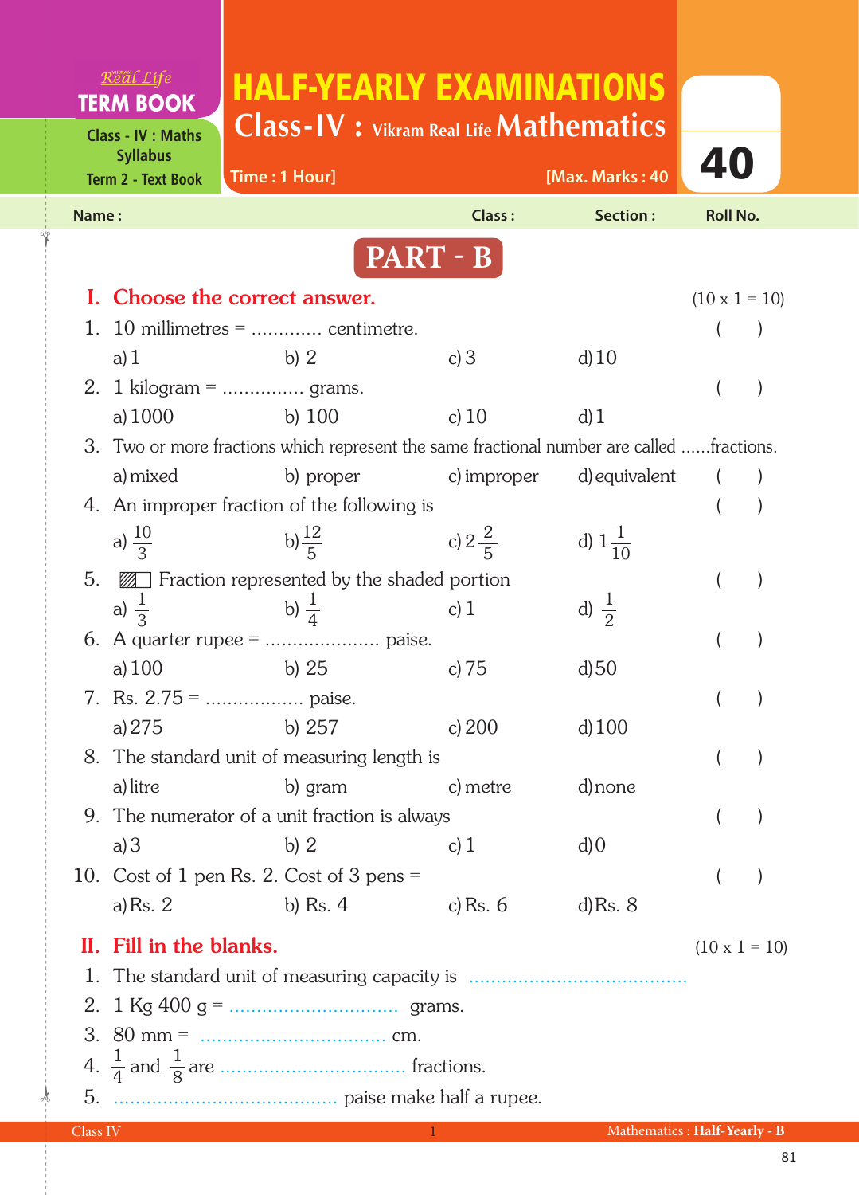Real Life **TERM BOOK**

Class - IV : Maths Syllabus Term 2 - Text Book

# HALF-YEARLY EXAMINATIONS

## Class-IV : Vikram Real Life Mathematics

Time : 1 Hour] [Max. Marks : 40

**40**

Name : Class : Section : Roll No.

## PART - B

### I. Choose the correct answer. (10 x 1 = 10)

1. 10 millimetres = ............ centimetre. ( )
   a) 1 b) 2 c) 3 d) 10
2. 1 kilogram = ............... grams. ( )
   a) 1000 b) 100 c) 10 d) 1
3. Two or more fractions which represent the same fractional number are called ......fractions.
   a) mixed b) proper c) improper d) equivalent ( )
4. An improper fraction of the following is ( )
   a) $\frac{10}{3}$ b) $\frac{12}{5}$ c) $2\frac{2}{5}$ d) $1\frac{1}{10}$
5. ▨□ Fraction represented by the shaded portion ( )
   a) $\frac{1}{3}$ b) $\frac{1}{4}$ c) 1 d) $\frac{1}{2}$
6. A quarter rupee = .................... paise. ( )
   a) 100 b) 25 c) 75 d) 50
7. Rs. 2.75 = ................. paise. ( )
   a) 275 b) 257 c) 200 d) 100
8. The standard unit of measuring length is ( )
   a) litre b) gram c) metre d) none
9. The numerator of a unit fraction is always ( )
   a) 3 b) 2 c) 1 d) 0
10. Cost of 1 pen Rs. 2. Cost of 3 pens = ( )
    a) Rs. 2 b) Rs. 4 c) Rs. 6 d) Rs. 8

### II. Fill in the blanks. (10 x 1 = 10)

1. The standard unit of measuring capacity is .......................................
2. 1 Kg 400 g = .............................. grams.
3. 80 mm = .................................. cm.
4. $\frac{1}{4}$ and $\frac{1}{8}$ are .................................. fractions.
5. ........................................ paise make half a rupee.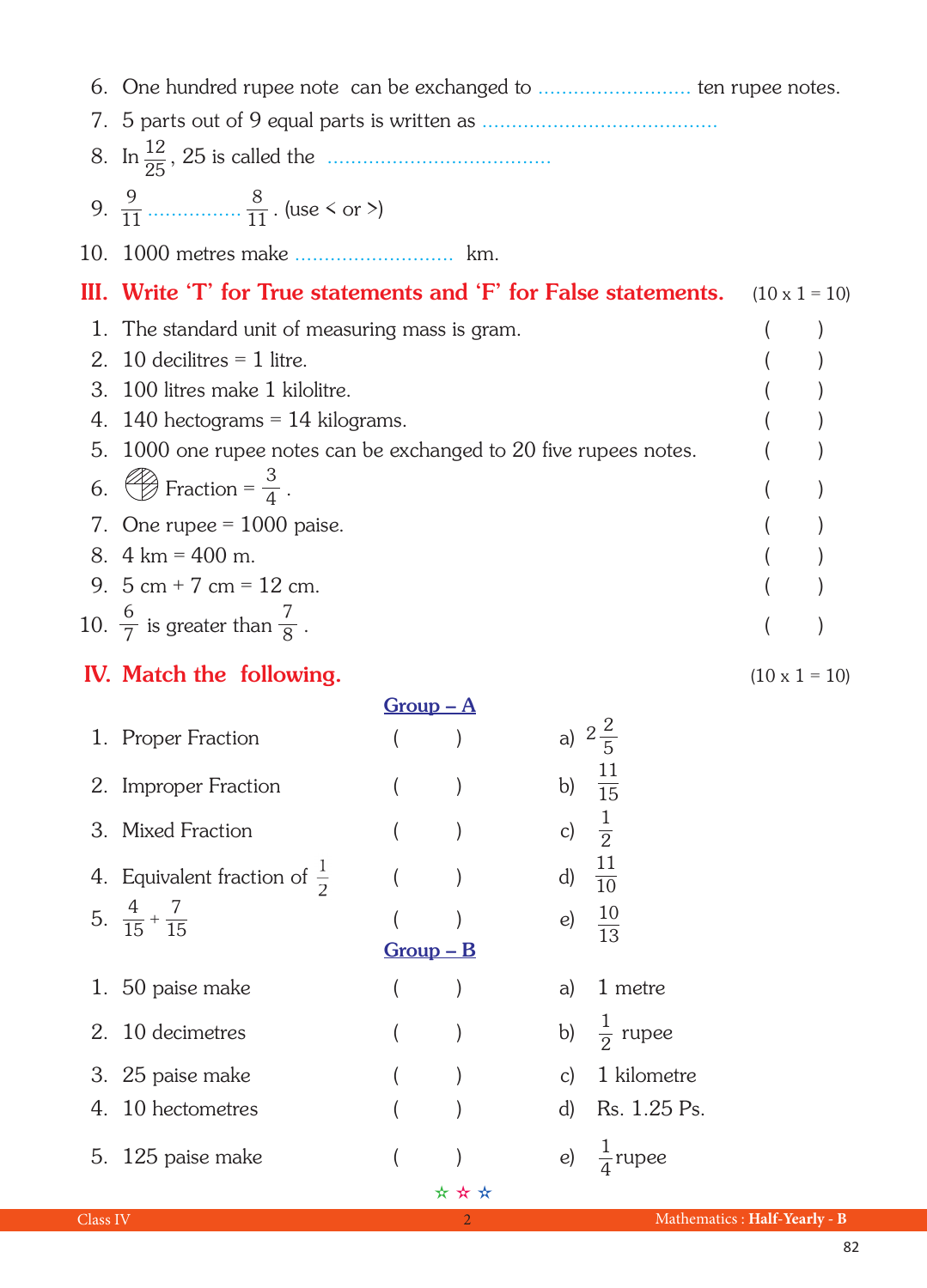6. One hundred rupee note can be exchanged to .......................... ten rupee notes.
7. 5 parts out of 9 equal parts is written as ........................................
8. In $\frac{12}{25}$, 25 is called the ......................................
9. $\frac{9}{11}$ ................ $\frac{8}{11}$. (use < or >)
10. 1000 metres make ........................... km.

## III. Write 'T' for True statements and 'F' for False statements. (10 x 1 = 10)

1. The standard unit of measuring mass is gram. ( )
2. 10 decilitres = 1 litre. ( )
3. 100 litres make 1 kilolitre. ( )
4. 140 hectograms = 14 kilograms. ( )
5. 1000 one rupee notes can be exchanged to 20 five rupees notes. ( )
6. Fraction = $\frac{3}{4}$. ( )
7. One rupee = 1000 paise. ( )
8. 4 km = 400 m. ( )
9. 5 cm + 7 cm = 12 cm. ( )
10. $\frac{6}{7}$ is greater than $\frac{7}{8}$. ( )

## IV. Match the following. (10 x 1 = 10)

**Group – A**

| | | |
|---|---|---|
| 1. Proper Fraction | ( ) | a) $2\frac{2}{5}$ |
| 2. Improper Fraction | ( ) | b) $\frac{11}{15}$ |
| 3. Mixed Fraction | ( ) | c) $\frac{1}{2}$ |
| 4. Equivalent fraction of $\frac{1}{2}$ | ( ) | d) $\frac{11}{10}$ |
| 5. $\frac{4}{15} + \frac{7}{15}$ | ( ) | e) $\frac{10}{13}$ |

**Group – B**

| | | |
|---|---|---|
| 1. 50 paise make | ( ) | a) 1 metre |
| 2. 10 decimetres | ( ) | b) $\frac{1}{2}$ rupee |
| 3. 25 paise make | ( ) | c) 1 kilometre |
| 4. 10 hectometres | ( ) | d) Rs. 1.25 Ps. |
| 5. 125 paise make | ( ) | e) $\frac{1}{4}$ rupee |

☆ ☆ ☆